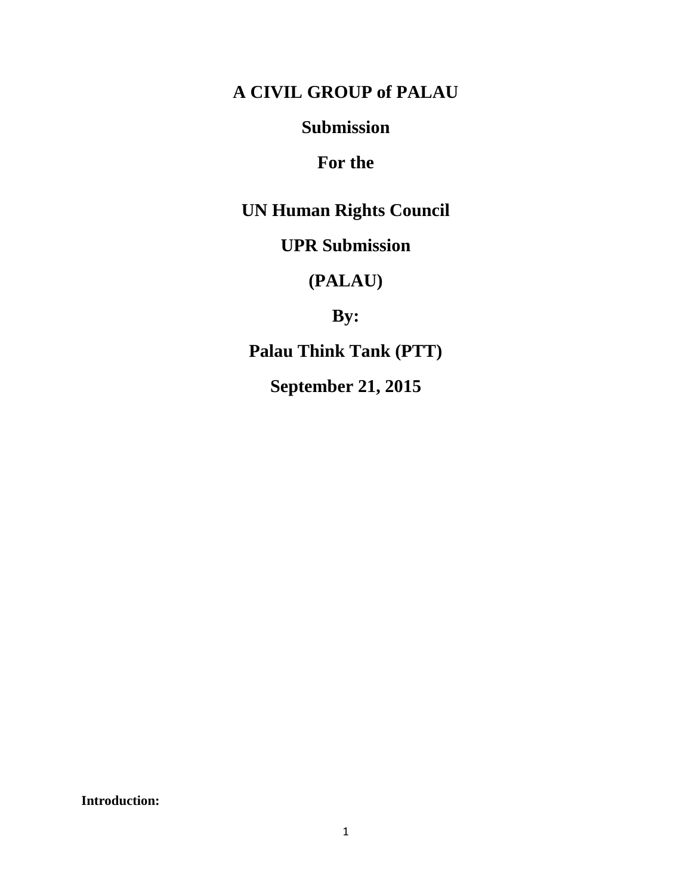# A CIVIL GROUP of PALAU

## Submission

## For the

## UN Human Rights Council

## UPR Submission

## (PALAU)

## By:

## Palau Think Tank (PTT)

## September 21, 2015

**Introduction:**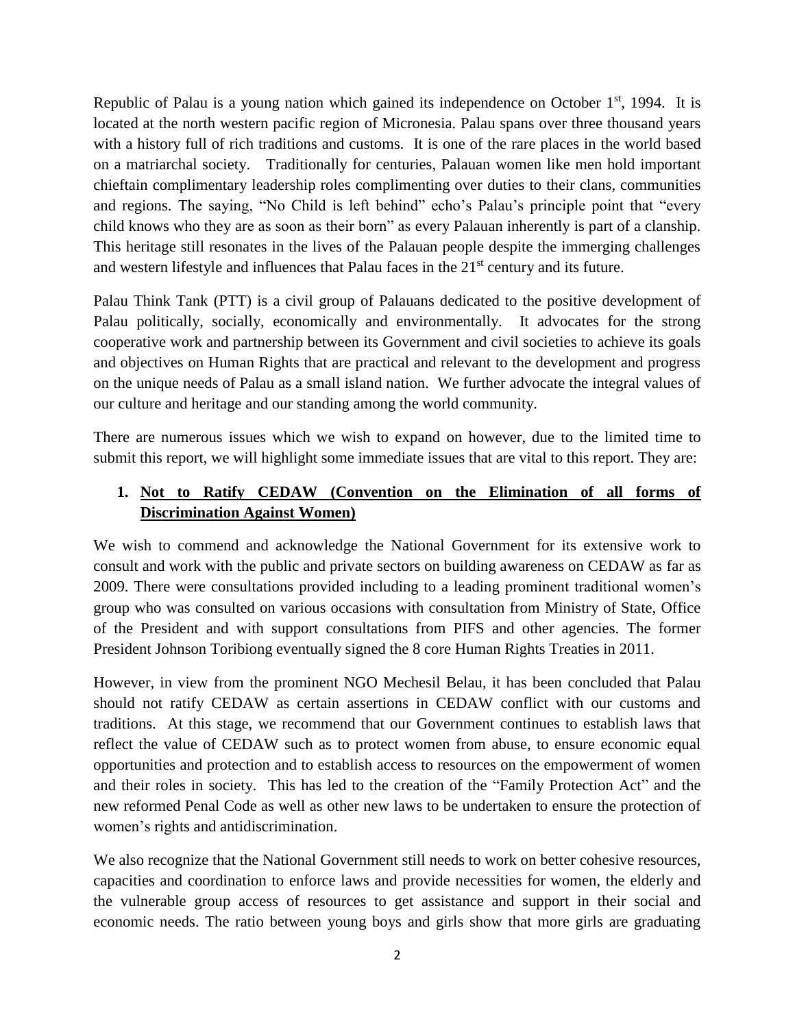Republic of Palau is a young nation which gained its independence on October 1st, 1994. It is located at the north western pacific region of Micronesia. Palau spans over three thousand years with a history full of rich traditions and customs. It is one of the rare places in the world based on a matriarchal society. Traditionally for centuries, Palauan women like men hold important chieftain complimentary leadership roles complimenting over duties to their clans, communities and regions. The saying, "No Child is left behind" echo's Palau's principle point that "every child knows who they are as soon as their born" as every Palauan inherently is part of a clanship. This heritage still resonates in the lives of the Palauan people despite the immerging challenges and western lifestyle and influences that Palau faces in the 21st century and its future.

Palau Think Tank (PTT) is a civil group of Palauans dedicated to the positive development of Palau politically, socially, economically and environmentally. It advocates for the strong cooperative work and partnership between its Government and civil societies to achieve its goals and objectives on Human Rights that are practical and relevant to the development and progress on the unique needs of Palau as a small island nation. We further advocate the integral values of our culture and heritage and our standing among the world community.

There are numerous issues which we wish to expand on however, due to the limited time to submit this report, we will highlight some immediate issues that are vital to this report. They are:

1. **<u>Not to Ratify CEDAW (Convention on the Elimination of all forms of Discrimination Against Women)</u>**

We wish to commend and acknowledge the National Government for its extensive work to consult and work with the public and private sectors on building awareness on CEDAW as far as 2009. There were consultations provided including to a leading prominent traditional women's group who was consulted on various occasions with consultation from Ministry of State, Office of the President and with support consultations from PIFS and other agencies. The former President Johnson Toribiong eventually signed the 8 core Human Rights Treaties in 2011.

However, in view from the prominent NGO Mechesil Belau, it has been concluded that Palau should not ratify CEDAW as certain assertions in CEDAW conflict with our customs and traditions. At this stage, we recommend that our Government continues to establish laws that reflect the value of CEDAW such as to protect women from abuse, to ensure economic equal opportunities and protection and to establish access to resources on the empowerment of women and their roles in society. This has led to the creation of the "Family Protection Act" and the new reformed Penal Code as well as other new laws to be undertaken to ensure the protection of women's rights and antidiscrimination.

We also recognize that the National Government still needs to work on better cohesive resources, capacities and coordination to enforce laws and provide necessities for women, the elderly and the vulnerable group access of resources to get assistance and support in their social and economic needs. The ratio between young boys and girls show that more girls are graduating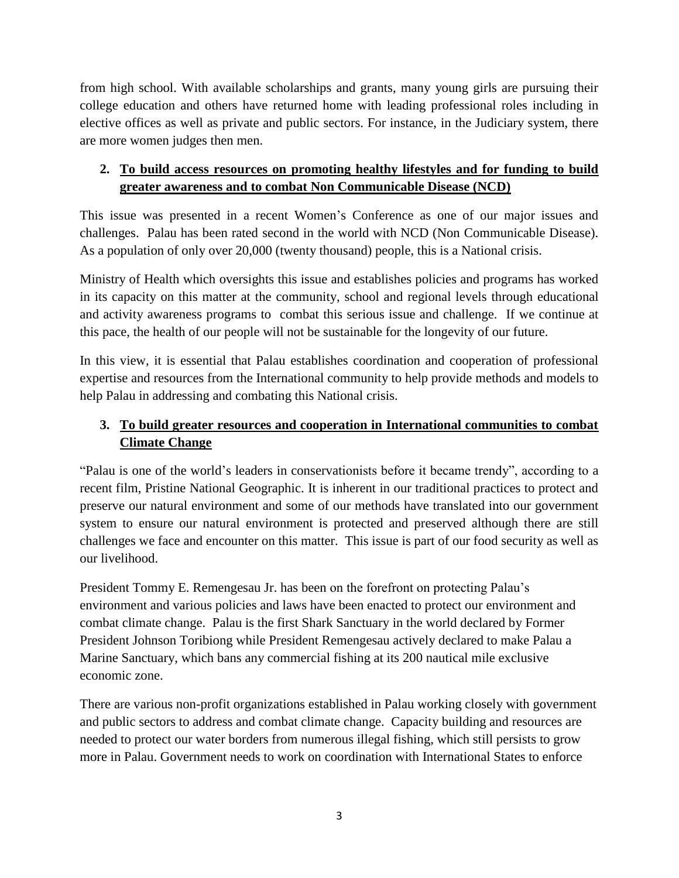from high school. With available scholarships and grants, many young girls are pursuing their college education and others have returned home with leading professional roles including in elective offices as well as private and public sectors. For instance, in the Judiciary system, there are more women judges then men.

2. **To build access resources on promoting healthy lifestyles and for funding to build greater awareness and to combat Non Communicable Disease (NCD)**

This issue was presented in a recent Women's Conference as one of our major issues and challenges. Palau has been rated second in the world with NCD (Non Communicable Disease). As a population of only over 20,000 (twenty thousand) people, this is a National crisis.

Ministry of Health which oversights this issue and establishes policies and programs has worked in its capacity on this matter at the community, school and regional levels through educational and activity awareness programs to combat this serious issue and challenge. If we continue at this pace, the health of our people will not be sustainable for the longevity of our future.

In this view, it is essential that Palau establishes coordination and cooperation of professional expertise and resources from the International community to help provide methods and models to help Palau in addressing and combating this National crisis.

3. **To build greater resources and cooperation in International communities to combat Climate Change**

"Palau is one of the world's leaders in conservationists before it became trendy", according to a recent film, Pristine National Geographic. It is inherent in our traditional practices to protect and preserve our natural environment and some of our methods have translated into our government system to ensure our natural environment is protected and preserved although there are still challenges we face and encounter on this matter. This issue is part of our food security as well as our livelihood.

President Tommy E. Remengesau Jr. has been on the forefront on protecting Palau's environment and various policies and laws have been enacted to protect our environment and combat climate change. Palau is the first Shark Sanctuary in the world declared by Former President Johnson Toribiong while President Remengesau actively declared to make Palau a Marine Sanctuary, which bans any commercial fishing at its 200 nautical mile exclusive economic zone.

There are various non-profit organizations established in Palau working closely with government and public sectors to address and combat climate change. Capacity building and resources are needed to protect our water borders from numerous illegal fishing, which still persists to grow more in Palau. Government needs to work on coordination with International States to enforce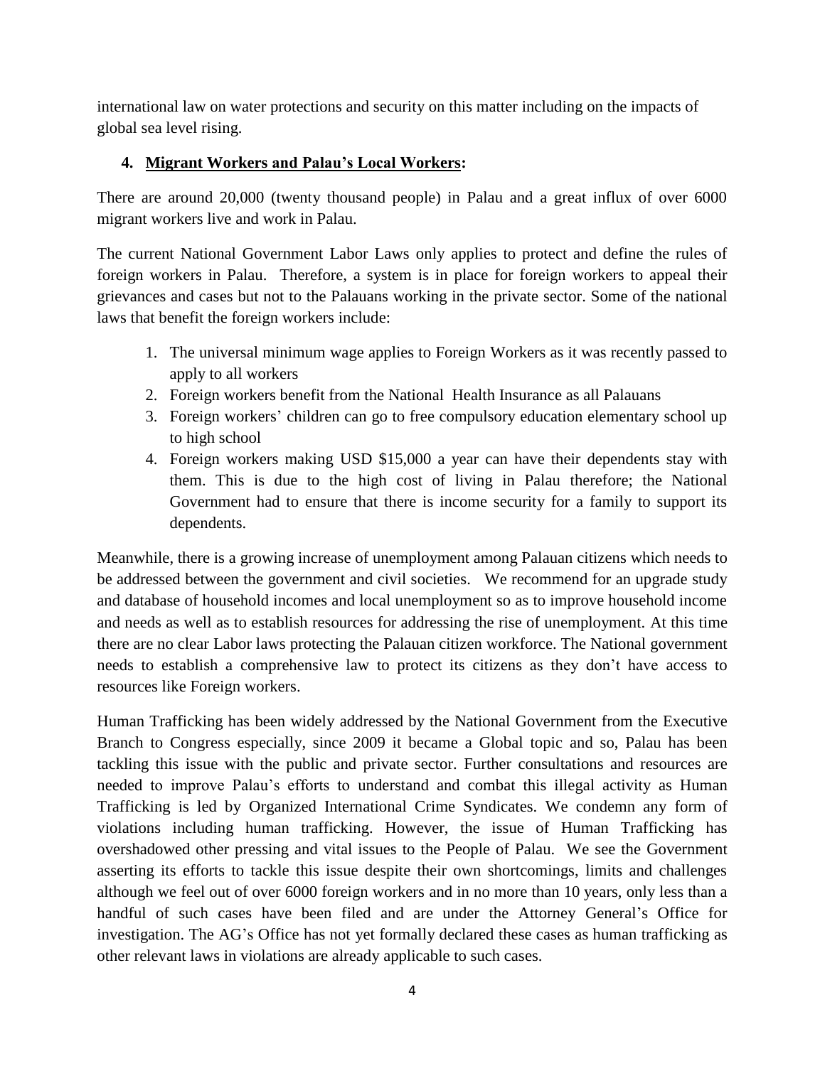international law on water protections and security on this matter including on the impacts of global sea level rising.

4. **<u>Migrant Workers and Palau's Local Workers</u>:**

There are around 20,000 (twenty thousand people) in Palau and a great influx of over 6000 migrant workers live and work in Palau.

The current National Government Labor Laws only applies to protect and define the rules of foreign workers in Palau. Therefore, a system is in place for foreign workers to appeal their grievances and cases but not to the Palauans working in the private sector. Some of the national laws that benefit the foreign workers include:

1. The universal minimum wage applies to Foreign Workers as it was recently passed to apply to all workers
2. Foreign workers benefit from the National Health Insurance as all Palauans
3. Foreign workers' children can go to free compulsory education elementary school up to high school
4. Foreign workers making USD $15,000 a year can have their dependents stay with them. This is due to the high cost of living in Palau therefore; the National Government had to ensure that there is income security for a family to support its dependents.

Meanwhile, there is a growing increase of unemployment among Palauan citizens which needs to be addressed between the government and civil societies. We recommend for an upgrade study and database of household incomes and local unemployment so as to improve household income and needs as well as to establish resources for addressing the rise of unemployment. At this time there are no clear Labor laws protecting the Palauan citizen workforce. The National government needs to establish a comprehensive law to protect its citizens as they don't have access to resources like Foreign workers.

Human Trafficking has been widely addressed by the National Government from the Executive Branch to Congress especially, since 2009 it became a Global topic and so, Palau has been tackling this issue with the public and private sector. Further consultations and resources are needed to improve Palau's efforts to understand and combat this illegal activity as Human Trafficking is led by Organized International Crime Syndicates. We condemn any form of violations including human trafficking. However, the issue of Human Trafficking has overshadowed other pressing and vital issues to the People of Palau. We see the Government asserting its efforts to tackle this issue despite their own shortcomings, limits and challenges although we feel out of over 6000 foreign workers and in no more than 10 years, only less than a handful of such cases have been filed and are under the Attorney General's Office for investigation. The AG's Office has not yet formally declared these cases as human trafficking as other relevant laws in violations are already applicable to such cases.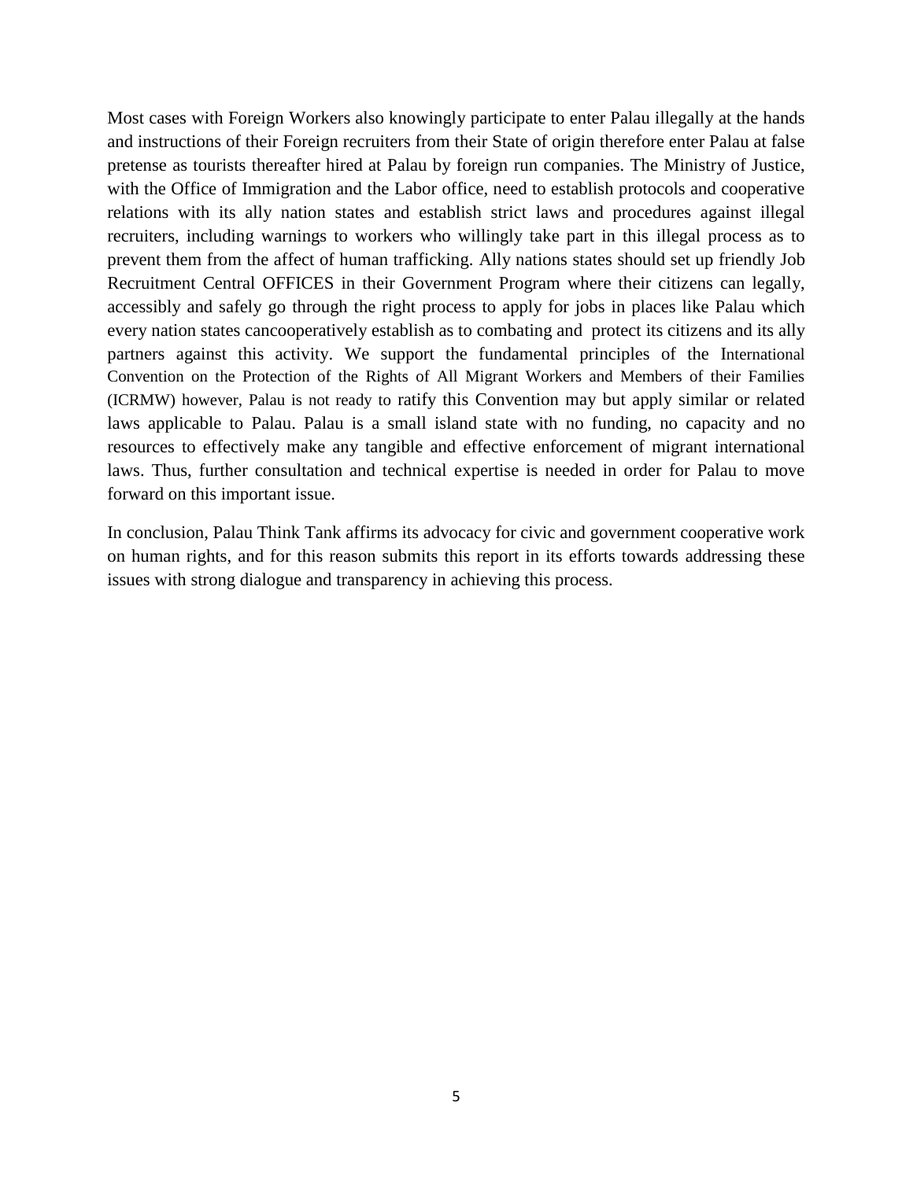Most cases with Foreign Workers also knowingly participate to enter Palau illegally at the hands and instructions of their Foreign recruiters from their State of origin therefore enter Palau at false pretense as tourists thereafter hired at Palau by foreign run companies. The Ministry of Justice, with the Office of Immigration and the Labor office, need to establish protocols and cooperative relations with its ally nation states and establish strict laws and procedures against illegal recruiters, including warnings to workers who willingly take part in this illegal process as to prevent them from the affect of human trafficking. Ally nations states should set up friendly Job Recruitment Central OFFICES in their Government Program where their citizens can legally, accessibly and safely go through the right process to apply for jobs in places like Palau which every nation states cancooperatively establish as to combating and protect its citizens and its ally partners against this activity. We support the fundamental principles of the International Convention on the Protection of the Rights of All Migrant Workers and Members of their Families (ICRMW) however, Palau is not ready to ratify this Convention may but apply similar or related laws applicable to Palau. Palau is a small island state with no funding, no capacity and no resources to effectively make any tangible and effective enforcement of migrant international laws. Thus, further consultation and technical expertise is needed in order for Palau to move forward on this important issue.

In conclusion, Palau Think Tank affirms its advocacy for civic and government cooperative work on human rights, and for this reason submits this report in its efforts towards addressing these issues with strong dialogue and transparency in achieving this process.